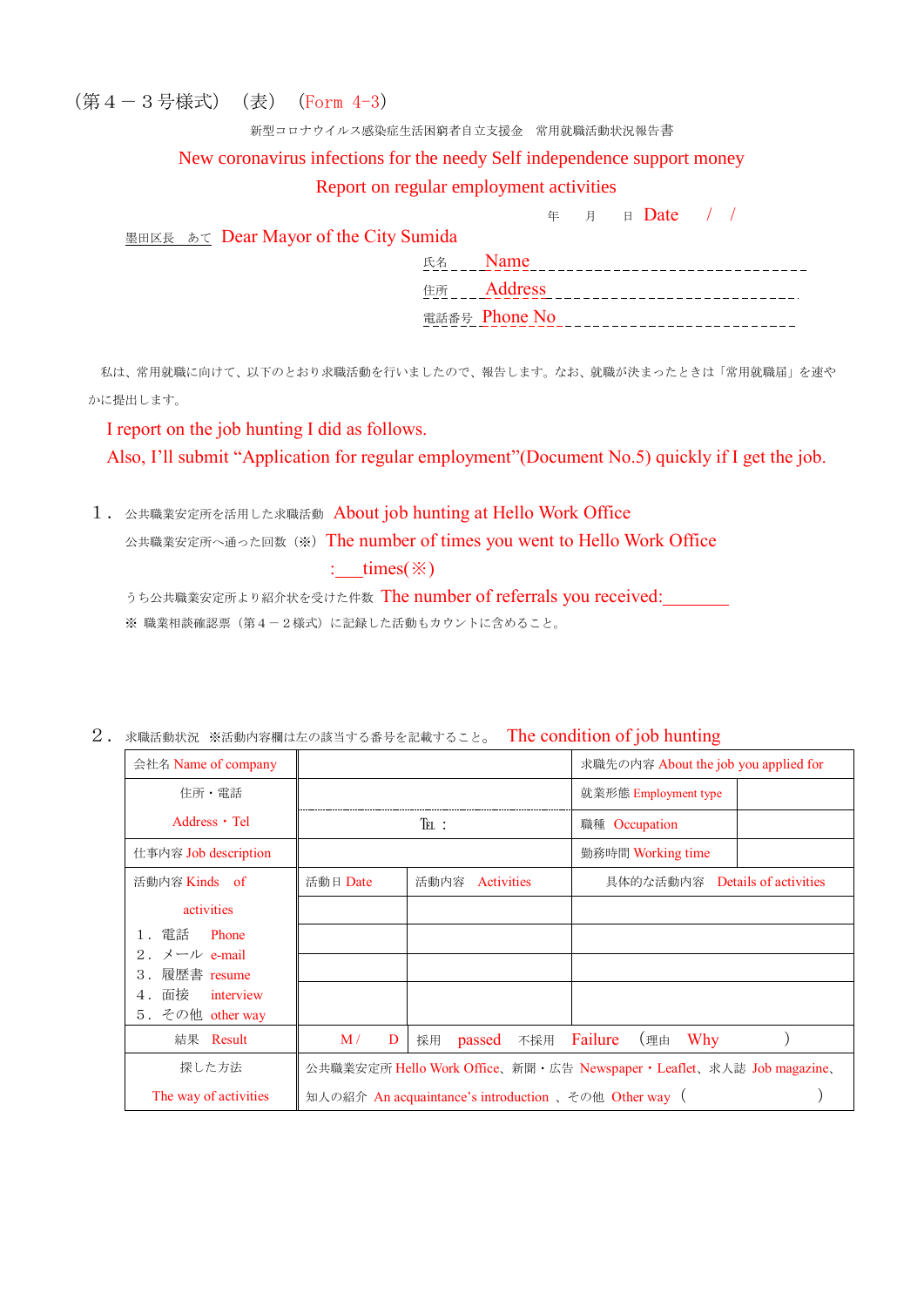（第４－３号様式）（表）（Form 4-3）

新型コロナウイルス感染症生活困窮者自立支援金　常用就職活動状況報告書

New coronavirus infections for the needy Self independence support money

Report on regular employment activities

年　月　日 Date　/　/

墨田区長　あて Dear Mayor of the City Sumida

氏名 Name ______________________________

住所 Address ______________________________

電話番号 Phone No ______________________________

私は、常用就職に向けて、以下のとおり求職活動を行いましたので、報告します。なお、就職が決まったときは「常用就職届」を速やかに提出します。

I report on the job hunting I did as follows.
Also, I'll submit "Application for regular employment"(Document No.5) quickly if I get the job.

１．公共職業安定所を活用した求職活動 About job hunting at Hello Work Office

公共職業安定所へ通った回数（※）The number of times you went to Hello Work Office :___times(※)

うち公共職業安定所より紹介状を受けた件数 The number of referrals you received:_______

※ 職業相談確認票（第４－２様式）に記録した活動もカウントに含めること。

２．求職活動状況 ※活動内容欄は左の該当する番号を記載すること。 The condition of job hunting

| 会社名 Name of company | | | 求職先の内容 About the job you applied for | |
|---|---|---|---|---|
| 住所・電話 Address・Tel | | | 就業形態 Employment type | |
| | ℡： | | 職種 Occupation | |
| 仕事内容 Job description | | | 勤務時間 Working time | |
| 活動内容 Kinds of activities<br>１．電話 Phone<br>２．メール e-mail<br>３．履歴書 resume<br>４．面接 interview<br>５．その他 other way | 活動日 Date | 活動内容 Activities | 具体的な活動内容 Details of activities | |
| | | | | |
| | | | | |
| | | | | |
| | | | | |
| 結果 Result | M /　D | 採用 passed　不採用 Failure（理由 Why　） | | |
| 探した方法 The way of activities | 公共職業安定所 Hello Work Office、新聞・広告 Newspaper・Leaflet、求人誌 Job magazine、知人の紹介 An acquaintance's introduction 、その他 Other way（　） | | | |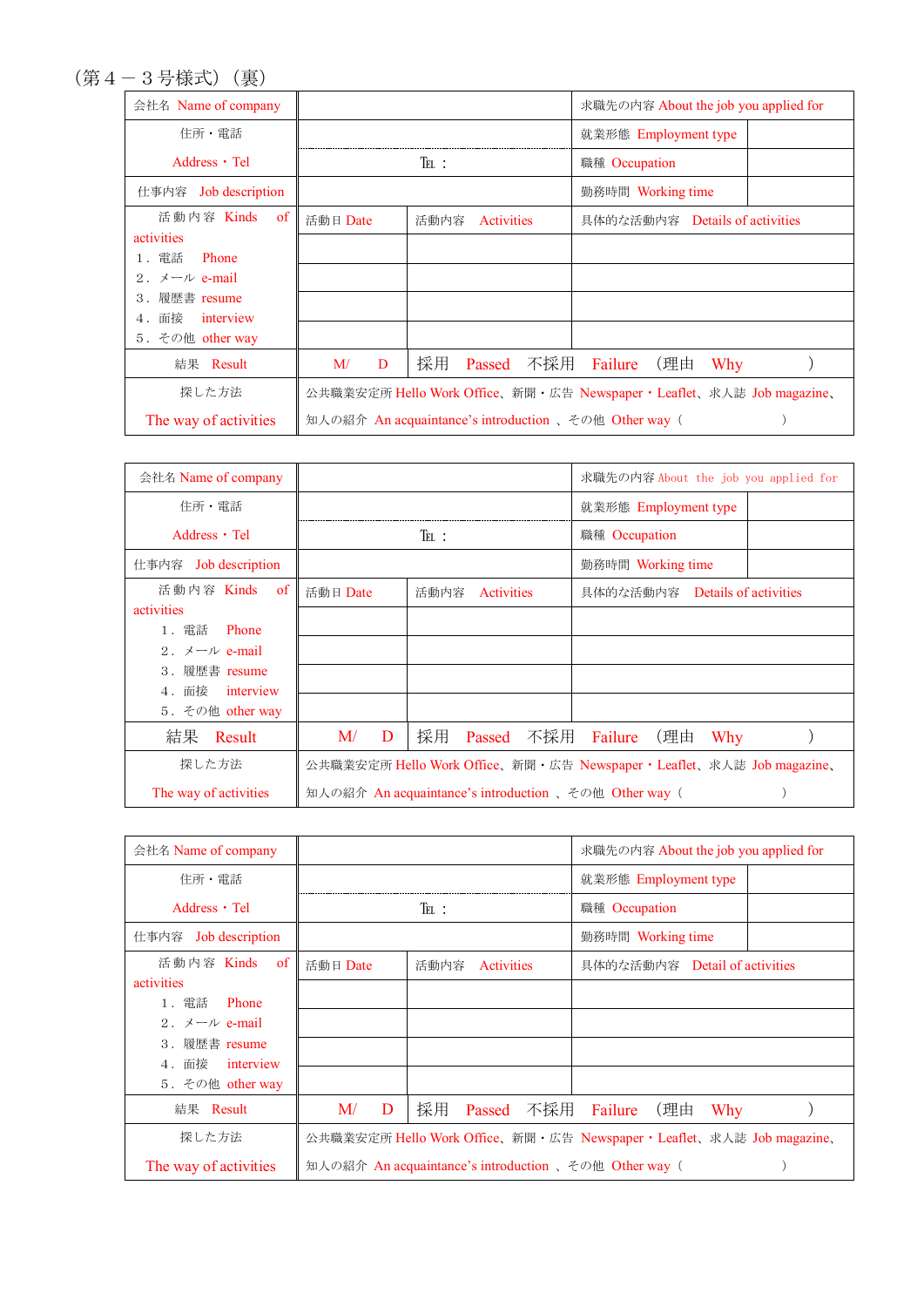（第４－３号様式）（裏）

| | | | |
|---|---|---|---|
| 会社名　Name of company | | 求職先の内容 About the job you applied for | |
| 住所・電話 Address・Tel | | 就業形態　Employment type | |
| | ℡： | 職種　Occupation | |
| 仕事内容　Job description | | 勤務時間　Working time | |
| 活動内容　Kinds of activities<br>１．電話　Phone<br>２．メール e-mail<br>３．履歴書 resume<br>４．面接　interview<br>５．その他 other way | 活動日 Date | 活動内容　Activities | 具体的な活動内容　Details of activities |
| | | | |
| | | | |
| | | | |
| | | | |
| 結果　Result | M/　D | 採用　Passed　不採用　Failure　（理由　Why　） | |
| 探した方法 The way of activities | 公共職業安定所 Hello Work Office、新聞・広告 Newspaper・Leaflet、求人誌 Job magazine、知人の紹介 An acquaintance's introduction 、その他 Other way（　） | | |

| | | | |
|---|---|---|---|
| 会社名 Name of company | | 求職先の内容 About the job you applied for | |
| 住所・電話 Address・Tel | | 就業形態　Employment type | |
| | ℡： | 職種　Occupation | |
| 仕事内容　Job description | | 勤務時間　Working time | |
| 活動内容　Kinds of activities<br>１．電話　Phone<br>２．メール e-mail<br>３．履歴書 resume<br>４．面接　interview<br>５．その他 other way | 活動日 Date | 活動内容　Activities | 具体的な活動内容　Details of activities |
| | | | |
| | | | |
| | | | |
| | | | |
| 結果　Result | M/　D | 採用　Passed　不採用　Failure　（理由　Why　） | |
| 探した方法 The way of activities | 公共職業安定所 Hello Work Office、新聞・広告 Newspaper・Leaflet、求人誌 Job magazine、知人の紹介 An acquaintance's introduction 、その他 Other way（　） | | |

| | | | |
|---|---|---|---|
| 会社名 Name of company | | 求職先の内容 About the job you applied for | |
| 住所・電話 Address・Tel | | 就業形態　Employment type | |
| | ℡： | 職種　Occupation | |
| 仕事内容　Job description | | 勤務時間　Working time | |
| 活動内容　Kinds of activities<br>１．電話　Phone<br>２．メール e-mail<br>３．履歴書 resume<br>４．面接　interview<br>５．その他 other way | 活動日 Date | 活動内容　Activities | 具体的な活動内容　Detail of activities |
| | | | |
| | | | |
| | | | |
| | | | |
| 結果　Result | M/　D | 採用　Passed　不採用　Failure　（理由　Why　） | |
| 探した方法 The way of activities | 公共職業安定所 Hello Work Office、新聞・広告 Newspaper・Leaflet、求人誌 Job magazine、知人の紹介 An acquaintance's introduction 、その他 Other way（　） | | |